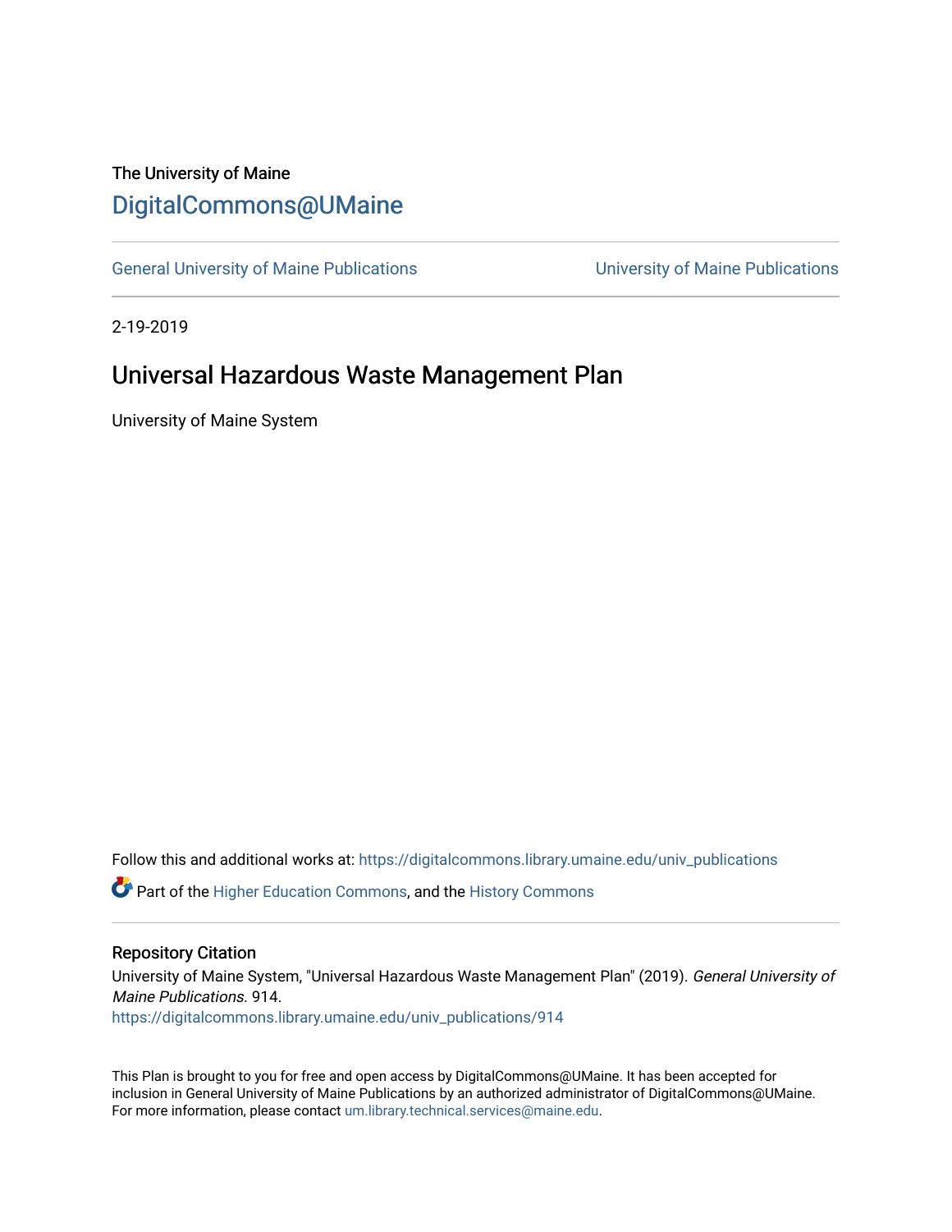The University of Maine

# DigitalCommons@UMaine

General University of Maine Publications | University of Maine Publications

2-19-2019

## Universal Hazardous Waste Management Plan

University of Maine System

Follow this and additional works at: https://digitalcommons.library.umaine.edu/univ_publications

Part of the Higher Education Commons, and the History Commons

### Repository Citation

University of Maine System, "Universal Hazardous Waste Management Plan" (2019). *General University of Maine Publications*. 914.
https://digitalcommons.library.umaine.edu/univ_publications/914

This Plan is brought to you for free and open access by DigitalCommons@UMaine. It has been accepted for inclusion in General University of Maine Publications by an authorized administrator of DigitalCommons@UMaine. For more information, please contact um.library.technical.services@maine.edu.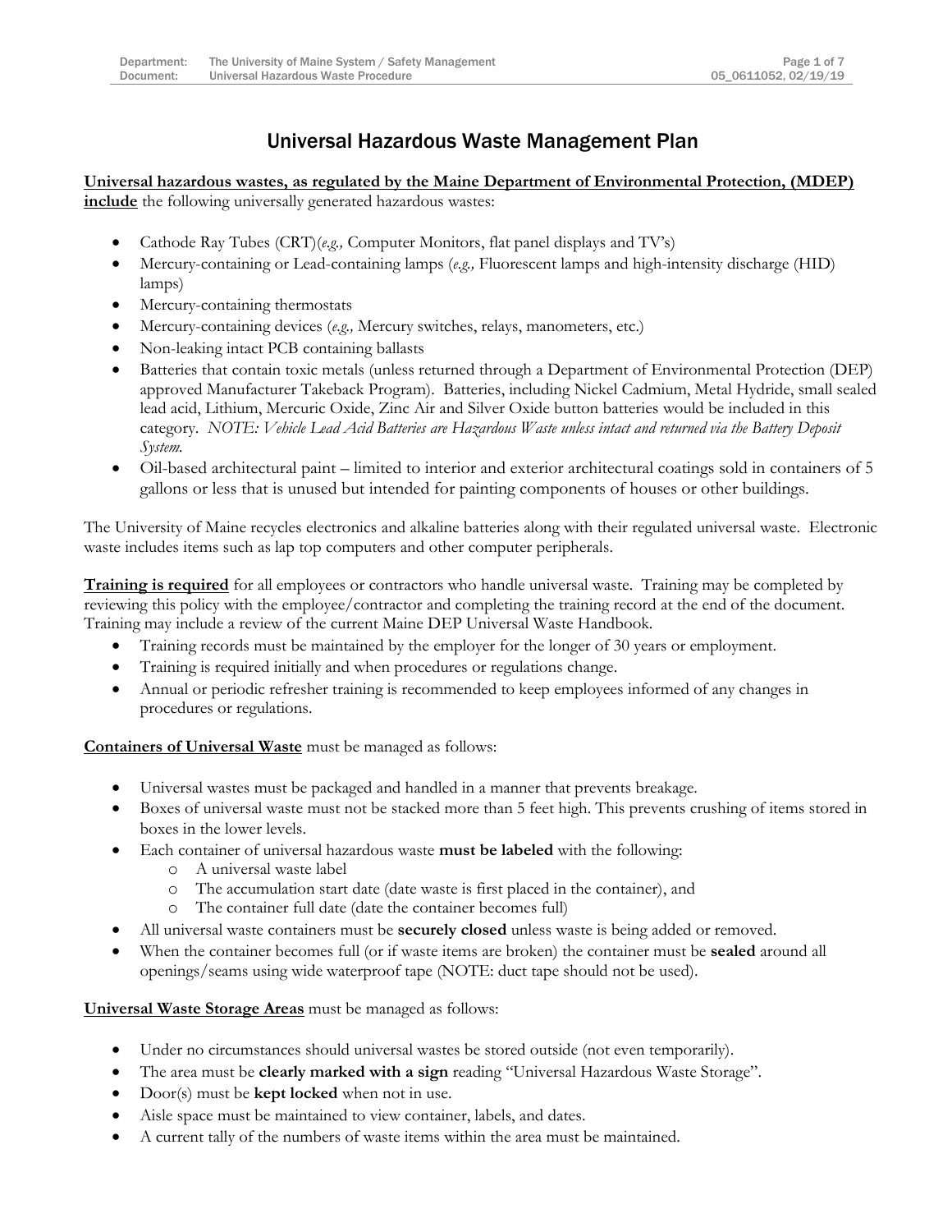# Universal Hazardous Waste Management Plan

**Universal hazardous wastes, as regulated by the Maine Department of Environmental Protection, (MDEP) include** the following universally generated hazardous wastes:

- Cathode Ray Tubes (CRT)(*e.g.,* Computer Monitors, flat panel displays and TV's)
- Mercury-containing or Lead-containing lamps (*e.g.,* Fluorescent lamps and high-intensity discharge (HID) lamps)
- Mercury-containing thermostats
- Mercury-containing devices (*e.g.,* Mercury switches, relays, manometers, etc.)
- Non-leaking intact PCB containing ballasts
- Batteries that contain toxic metals (unless returned through a Department of Environmental Protection (DEP) approved Manufacturer Takeback Program). Batteries, including Nickel Cadmium, Metal Hydride, small sealed lead acid, Lithium, Mercuric Oxide, Zinc Air and Silver Oxide button batteries would be included in this category. *NOTE: Vehicle Lead Acid Batteries are Hazardous Waste unless intact and returned via the Battery Deposit System.*
- Oil-based architectural paint – limited to interior and exterior architectural coatings sold in containers of 5 gallons or less that is unused but intended for painting components of houses or other buildings.

The University of Maine recycles electronics and alkaline batteries along with their regulated universal waste. Electronic waste includes items such as lap top computers and other computer peripherals.

**Training is required** for all employees or contractors who handle universal waste. Training may be completed by reviewing this policy with the employee/contractor and completing the training record at the end of the document. Training may include a review of the current Maine DEP Universal Waste Handbook.

- Training records must be maintained by the employer for the longer of 30 years or employment.
- Training is required initially and when procedures or regulations change.
- Annual or periodic refresher training is recommended to keep employees informed of any changes in procedures or regulations.

**Containers of Universal Waste** must be managed as follows:

- Universal wastes must be packaged and handled in a manner that prevents breakage.
- Boxes of universal waste must not be stacked more than 5 feet high. This prevents crushing of items stored in boxes in the lower levels.
- Each container of universal hazardous waste **must be labeled** with the following:
  - A universal waste label
  - The accumulation start date (date waste is first placed in the container), and
  - The container full date (date the container becomes full)
- All universal waste containers must be **securely closed** unless waste is being added or removed.
- When the container becomes full (or if waste items are broken) the container must be **sealed** around all openings/seams using wide waterproof tape (NOTE: duct tape should not be used).

**Universal Waste Storage Areas** must be managed as follows:

- Under no circumstances should universal wastes be stored outside (not even temporarily).
- The area must be **clearly marked with a sign** reading "Universal Hazardous Waste Storage".
- Door(s) must be **kept locked** when not in use.
- Aisle space must be maintained to view container, labels, and dates.
- A current tally of the numbers of waste items within the area must be maintained.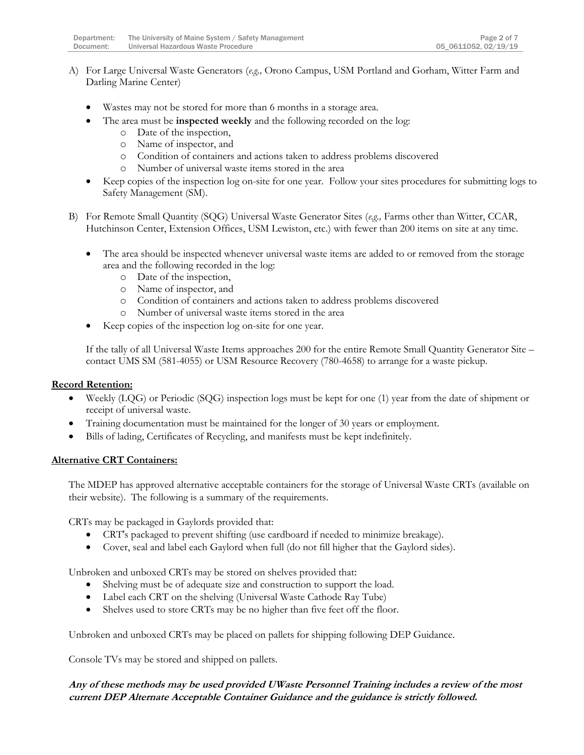A) For Large Universal Waste Generators (*e.g.,* Orono Campus, USM Portland and Gorham, Witter Farm and Darling Marine Center)

- Wastes may not be stored for more than 6 months in a storage area.
- The area must be **inspected weekly** and the following recorded on the log:
  - Date of the inspection,
  - Name of inspector, and
  - Condition of containers and actions taken to address problems discovered
  - Number of universal waste items stored in the area
- Keep copies of the inspection log on-site for one year. Follow your sites procedures for submitting logs to Safety Management (SM).

B) For Remote Small Quantity (SQG) Universal Waste Generator Sites (*e.g.,* Farms other than Witter, CCAR, Hutchinson Center, Extension Offices, USM Lewiston, etc.) with fewer than 200 items on site at any time.

- The area should be inspected whenever universal waste items are added to or removed from the storage area and the following recorded in the log:
  - Date of the inspection,
  - Name of inspector, and
  - Condition of containers and actions taken to address problems discovered
  - Number of universal waste items stored in the area
- Keep copies of the inspection log on-site for one year.

If the tally of all Universal Waste Items approaches 200 for the entire Remote Small Quantity Generator Site – contact UMS SM (581-4055) or USM Resource Recovery (780-4658) to arrange for a waste pickup.

**Record Retention:**

- Weekly (LQG) or Periodic (SQG) inspection logs must be kept for one (1) year from the date of shipment or receipt of universal waste.
- Training documentation must be maintained for the longer of 30 years or employment.
- Bills of lading, Certificates of Recycling, and manifests must be kept indefinitely.

**Alternative CRT Containers:**

The MDEP has approved alternative acceptable containers for the storage of Universal Waste CRTs (available on their website). The following is a summary of the requirements.

CRTs may be packaged in Gaylords provided that:

- CRT's packaged to prevent shifting (use cardboard if needed to minimize breakage).
- Cover, seal and label each Gaylord when full (do not fill higher that the Gaylord sides).

Unbroken and unboxed CRTs may be stored on shelves provided that:

- Shelving must be of adequate size and construction to support the load.
- Label each CRT on the shelving (Universal Waste Cathode Ray Tube)
- Shelves used to store CRTs may be no higher than five feet off the floor.

Unbroken and unboxed CRTs may be placed on pallets for shipping following DEP Guidance.

Console TVs may be stored and shipped on pallets.

***Any of these methods may be used provided UWaste Personnel Training includes a review of the most current DEP Alternate Acceptable Container Guidance and the guidance is strictly followed.***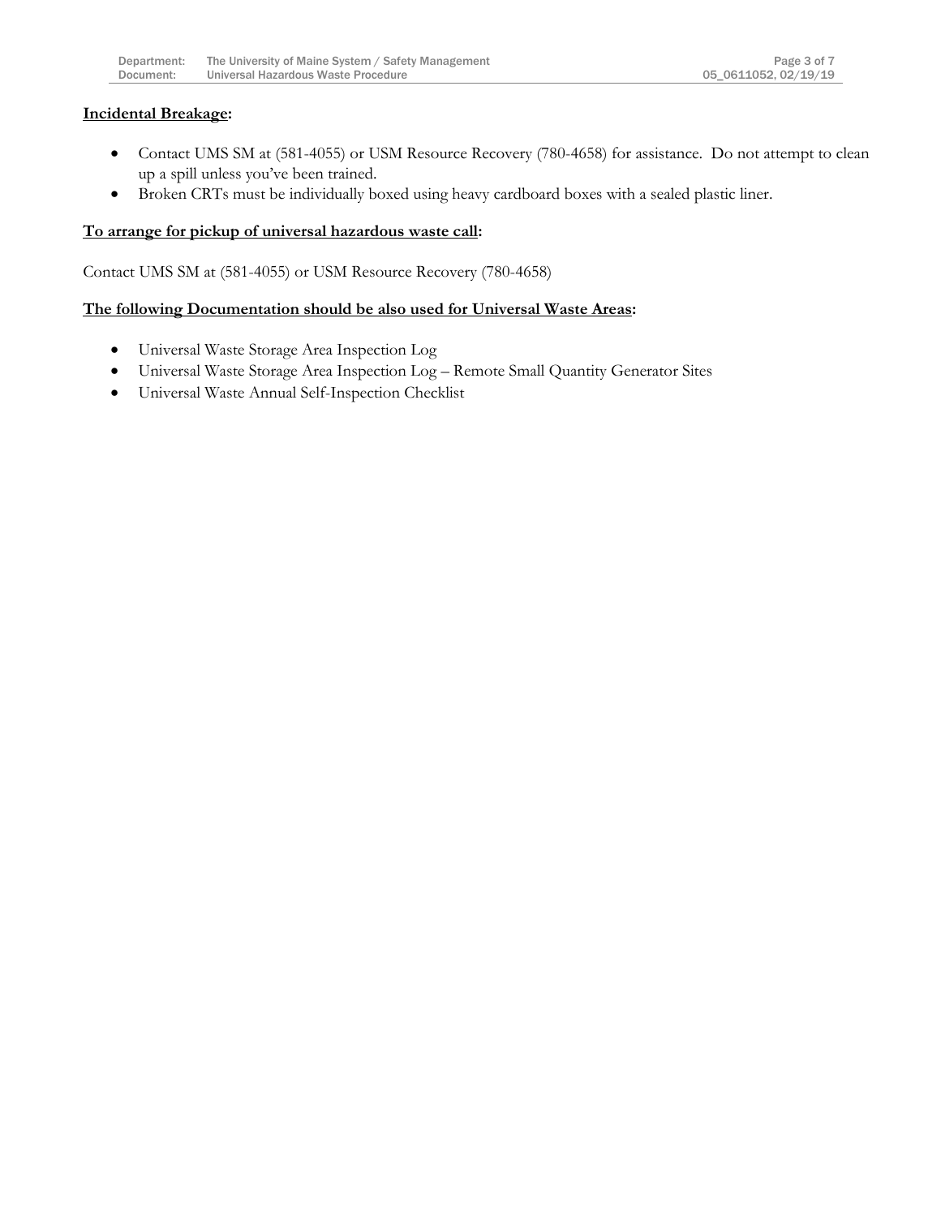**Incidental Breakage:**

- Contact UMS SM at (581-4055) or USM Resource Recovery (780-4658) for assistance. Do not attempt to clean up a spill unless you've been trained.
- Broken CRTs must be individually boxed using heavy cardboard boxes with a sealed plastic liner.

**To arrange for pickup of universal hazardous waste call:**

Contact UMS SM at (581-4055) or USM Resource Recovery (780-4658)

**The following Documentation should be also used for Universal Waste Areas:**

- Universal Waste Storage Area Inspection Log
- Universal Waste Storage Area Inspection Log – Remote Small Quantity Generator Sites
- Universal Waste Annual Self-Inspection Checklist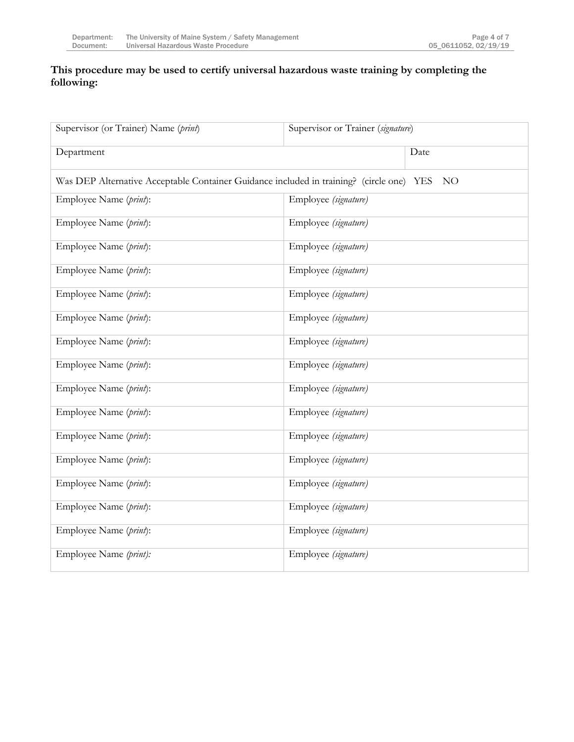**This procedure may be used to certify universal hazardous waste training by completing the following:**

| Supervisor (or Trainer) Name (*print*) | Supervisor or Trainer (*signature*) | |
|---|---|---|
| Department | | Date |
| Was DEP Alternative Acceptable Container Guidance included in training? (circle one) YES NO | | |
| Employee Name (*print*): | Employee *(signature)* | |
| Employee Name (*print*): | Employee *(signature)* | |
| Employee Name (*print*): | Employee *(signature)* | |
| Employee Name (*print*): | Employee *(signature)* | |
| Employee Name (*print*): | Employee *(signature)* | |
| Employee Name (*print*): | Employee *(signature)* | |
| Employee Name (*print*): | Employee *(signature)* | |
| Employee Name (*print*): | Employee *(signature)* | |
| Employee Name (*print*): | Employee *(signature)* | |
| Employee Name (*print*): | Employee *(signature)* | |
| Employee Name (*print*): | Employee *(signature)* | |
| Employee Name (*print*): | Employee *(signature)* | |
| Employee Name (*print*): | Employee *(signature)* | |
| Employee Name (*print*): | Employee *(signature)* | |
| Employee Name (*print*): | Employee *(signature)* | |
| Employee Name *(print):* | Employee *(signature)* | |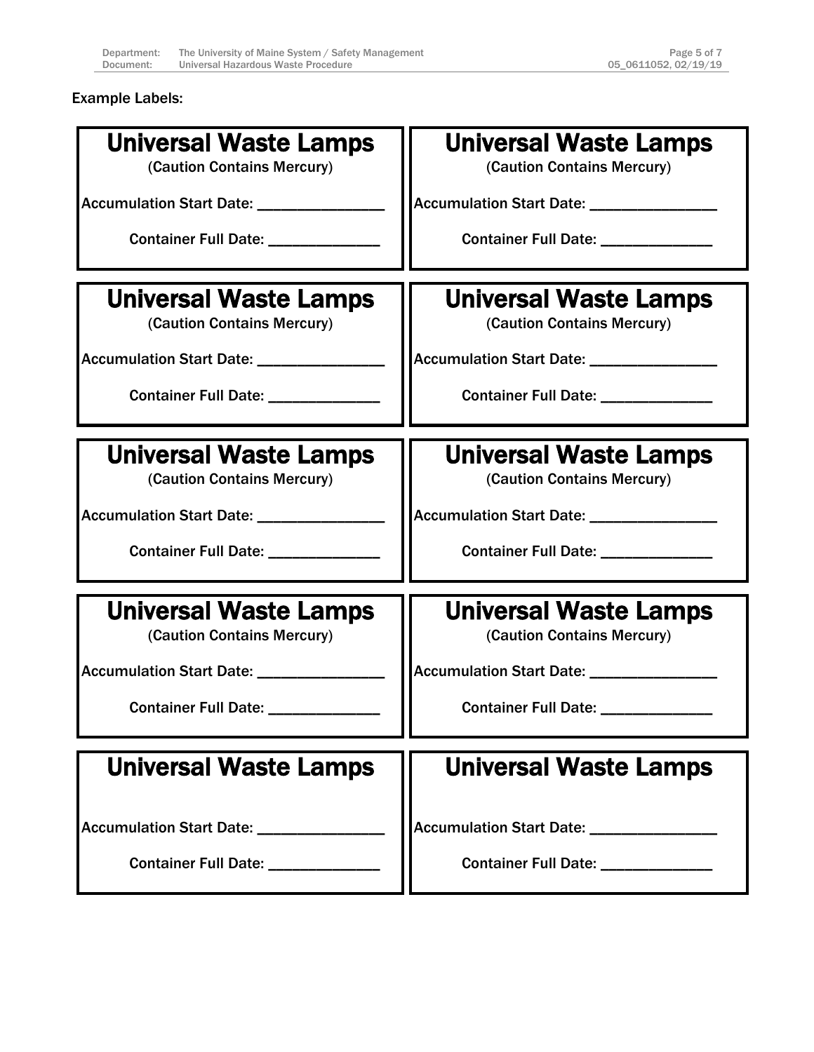Example Labels:

| **Universal Waste Lamps**<br>(Caution Contains Mercury)<br><br>Accumulation Start Date: _______________<br><br>Container Full Date: _____________ | **Universal Waste Lamps**<br>(Caution Contains Mercury)<br><br>Accumulation Start Date: _______________<br><br>Container Full Date: _____________ |
|---|---|
| **Universal Waste Lamps**<br>(Caution Contains Mercury)<br><br>Accumulation Start Date: _______________<br><br>Container Full Date: _____________ | **Universal Waste Lamps**<br>(Caution Contains Mercury)<br><br>Accumulation Start Date: _______________<br><br>Container Full Date: _____________ |
| **Universal Waste Lamps**<br>(Caution Contains Mercury)<br><br>Accumulation Start Date: _______________<br><br>Container Full Date: _____________ | **Universal Waste Lamps**<br>(Caution Contains Mercury)<br><br>Accumulation Start Date: _______________<br><br>Container Full Date: _____________ |
| **Universal Waste Lamps**<br>(Caution Contains Mercury)<br><br>Accumulation Start Date: _______________<br><br>Container Full Date: _____________ | **Universal Waste Lamps**<br>(Caution Contains Mercury)<br><br>Accumulation Start Date: _______________<br><br>Container Full Date: _____________ |
| **Universal Waste Lamps**<br><br>Accumulation Start Date: _______________<br><br>Container Full Date: _____________ | **Universal Waste Lamps**<br><br>Accumulation Start Date: _______________<br><br>Container Full Date: _____________ |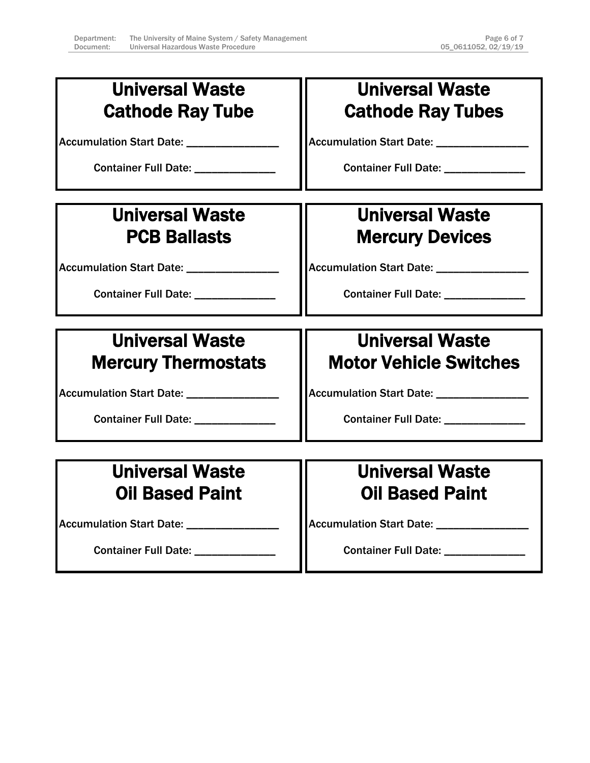**Universal Waste**
**Cathode Ray Tube**

Accumulation Start Date: _______________

Container Full Date: _____________

**Universal Waste**
**Cathode Ray Tubes**

Accumulation Start Date: _______________

Container Full Date: _____________

**Universal Waste**
**PCB Ballasts**

Accumulation Start Date: _______________

Container Full Date: _____________

**Universal Waste**
**Mercury Devices**

Accumulation Start Date: _______________

Container Full Date: _____________

**Universal Waste**
**Mercury Thermostats**

Accumulation Start Date: _______________

Container Full Date: _____________

**Universal Waste**
**Motor Vehicle Switches**

Accumulation Start Date: _______________

Container Full Date: _____________

**Universal Waste**
**Oil Based Paint**

Accumulation Start Date: _______________

Container Full Date: _____________

**Universal Waste**
**Oil Based Paint**

Accumulation Start Date: _______________

Container Full Date: _____________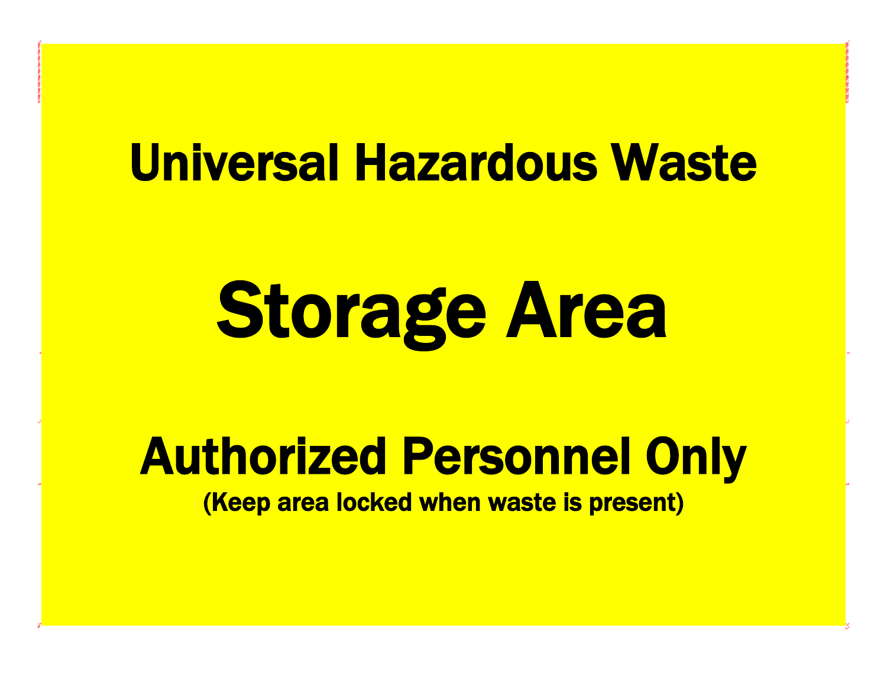# Universal Hazardous Waste

# Storage Area

# Authorized Personnel Only

**(Keep area locked when waste is present)**